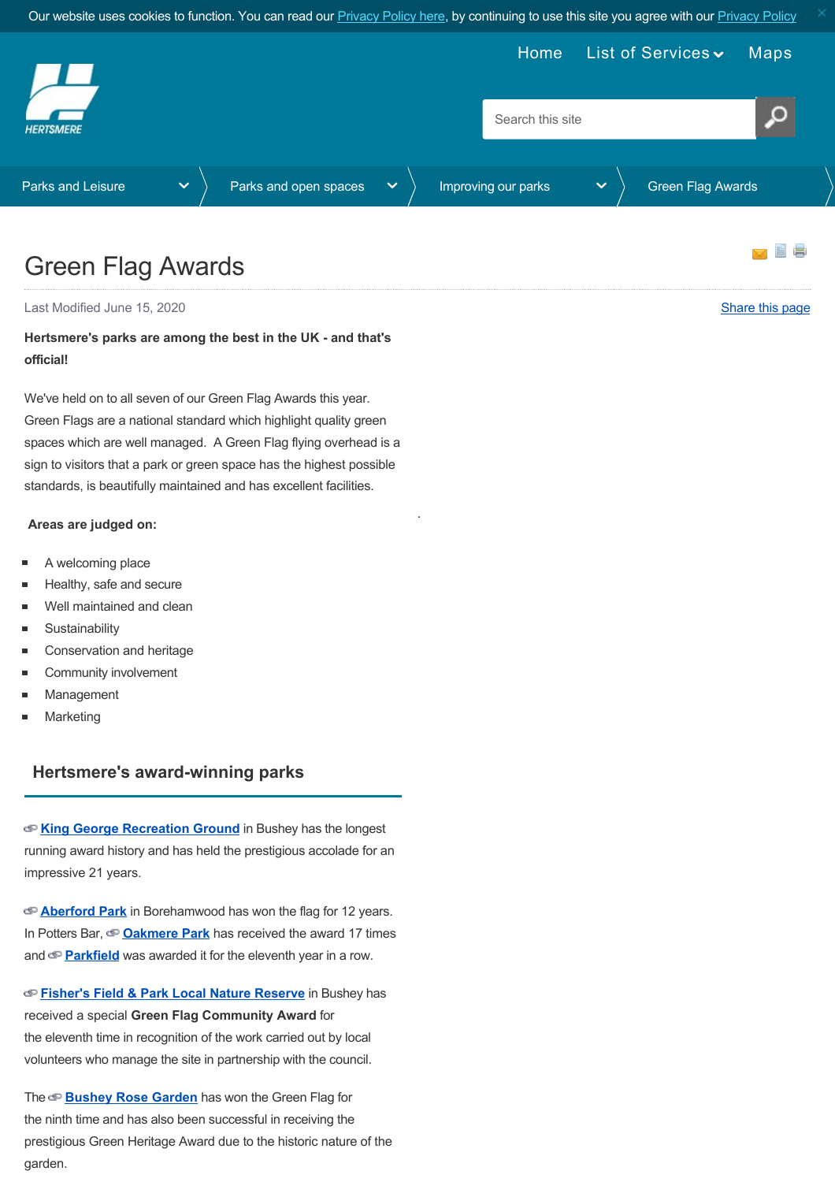Our website uses cookies to function. You can read our Privacy Policy here, by continuing to use this site you agree with our Privacy Policy

Home List of Services Maps

HERTSMERE

Search this site

Parks and Leisure > Parks and open spaces > Improving our parks > Green Flag Awards

# Green Flag Awards

Last Modified June 15, 2020

Share this page

**Hertsmere's parks are among the best in the UK - and that's official!**

We've held on to all seven of our Green Flag Awards this year. Green Flags are a national standard which highlight quality green spaces which are well managed. A Green Flag flying overhead is a sign to visitors that a park or green space has the highest possible standards, is beautifully maintained and has excellent facilities.

**Areas are judged on:**

- A welcoming place
- Healthy, safe and secure
- Well maintained and clean
- Sustainability
- Conservation and heritage
- Community involvement
- Management
- Marketing

## Hertsmere's award-winning parks

**King George Recreation Ground** in Bushey has the longest running award history and has held the prestigious accolade for an impressive 21 years.

**Aberford Park** in Borehamwood has won the flag for 12 years. In Potters Bar, **Oakmere Park** has received the award 17 times and **Parkfield** was awarded it for the eleventh year in a row.

**Fisher's Field & Park Local Nature Reserve** in Bushey has received a special **Green Flag Community Award** for the eleventh time in recognition of the work carried out by local volunteers who manage the site in partnership with the council.

The **Bushey Rose Garden** has won the Green Flag for the ninth time and has also been successful in receiving the prestigious Green Heritage Award due to the historic nature of the garden.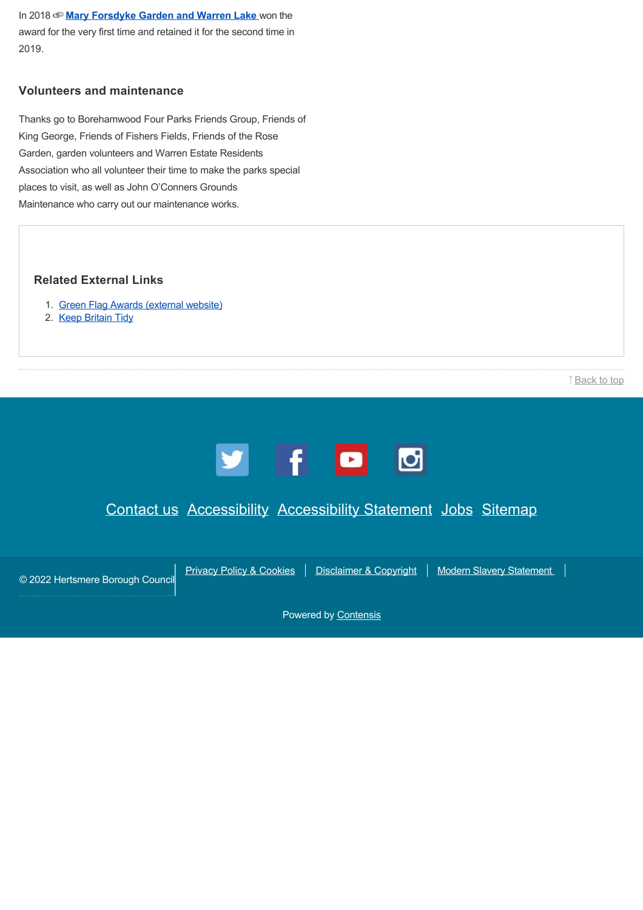In 2018 **Mary Forsdyke Garden and Warren Lake** won the award for the very first time and retained it for the second time in 2019.

### Volunteers and maintenance

Thanks go to Borehamwood Four Parks Friends Group, Friends of King George, Friends of Fishers Fields, Friends of the Rose Garden, garden volunteers and Warren Estate Residents Association who all volunteer their time to make the parks special places to visit, as well as John O'Conners Grounds Maintenance who carry out our maintenance works.

### Related External Links

1. Green Flag Awards (external website)
2. Keep Britain Tidy

↑ Back to top

Contact us Accessibility Accessibility Statement Jobs Sitemap

© 2022 Hertsmere Borough Council | Privacy Policy & Cookies | Disclaimer & Copyright | Modern Slavery Statement |

Powered by Contensis